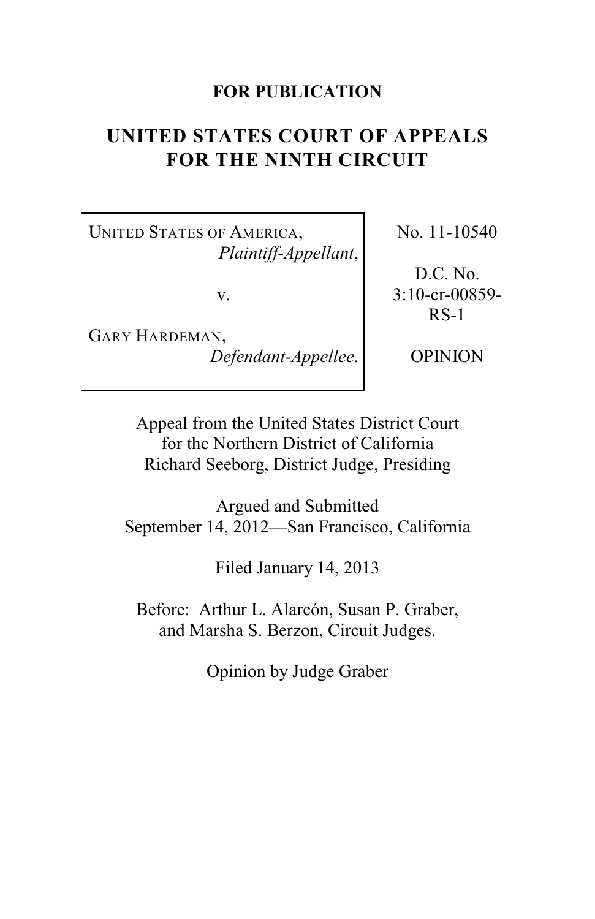**FOR PUBLICATION**

# UNITED STATES COURT OF APPEALS FOR THE NINTH CIRCUIT

| | |
|---|---|
| UNITED STATES OF AMERICA, *Plaintiff-Appellant*, v. GARY HARDEMAN, *Defendant-Appellee*. | No. 11-10540<br><br>D.C. No. 3:10-cr-00859-RS-1<br><br>OPINION |

Appeal from the United States District Court for the Northern District of California
Richard Seeborg, District Judge, Presiding

Argued and Submitted
September 14, 2012—San Francisco, California

Filed January 14, 2013

Before: Arthur L. Alarcón, Susan P. Graber, and Marsha S. Berzon, Circuit Judges.

Opinion by Judge Graber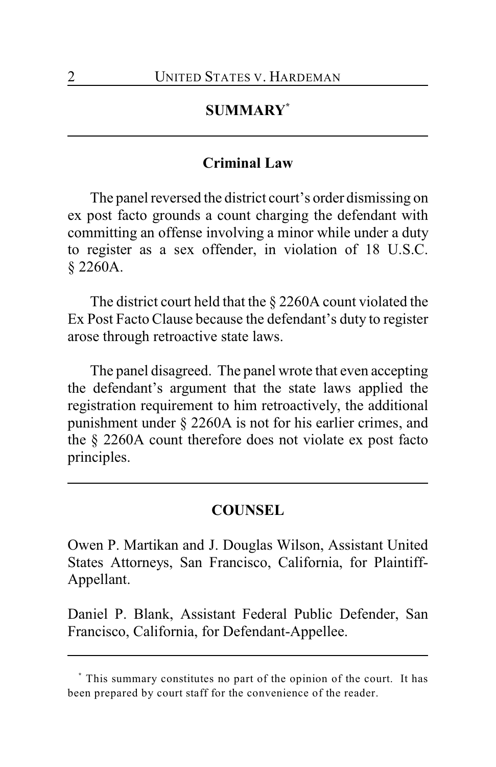## SUMMARY*

### Criminal Law

The panel reversed the district court's order dismissing on ex post facto grounds a count charging the defendant with committing an offense involving a minor while under a duty to register as a sex offender, in violation of 18 U.S.C. § 2260A.

The district court held that the § 2260A count violated the Ex Post Facto Clause because the defendant's duty to register arose through retroactive state laws.

The panel disagreed. The panel wrote that even accepting the defendant's argument that the state laws applied the registration requirement to him retroactively, the additional punishment under § 2260A is not for his earlier crimes, and the § 2260A count therefore does not violate ex post facto principles.

## COUNSEL

Owen P. Martikan and J. Douglas Wilson, Assistant United States Attorneys, San Francisco, California, for Plaintiff-Appellant.

Daniel P. Blank, Assistant Federal Public Defender, San Francisco, California, for Defendant-Appellee.

---

* This summary constitutes no part of the opinion of the court. It has been prepared by court staff for the convenience of the reader.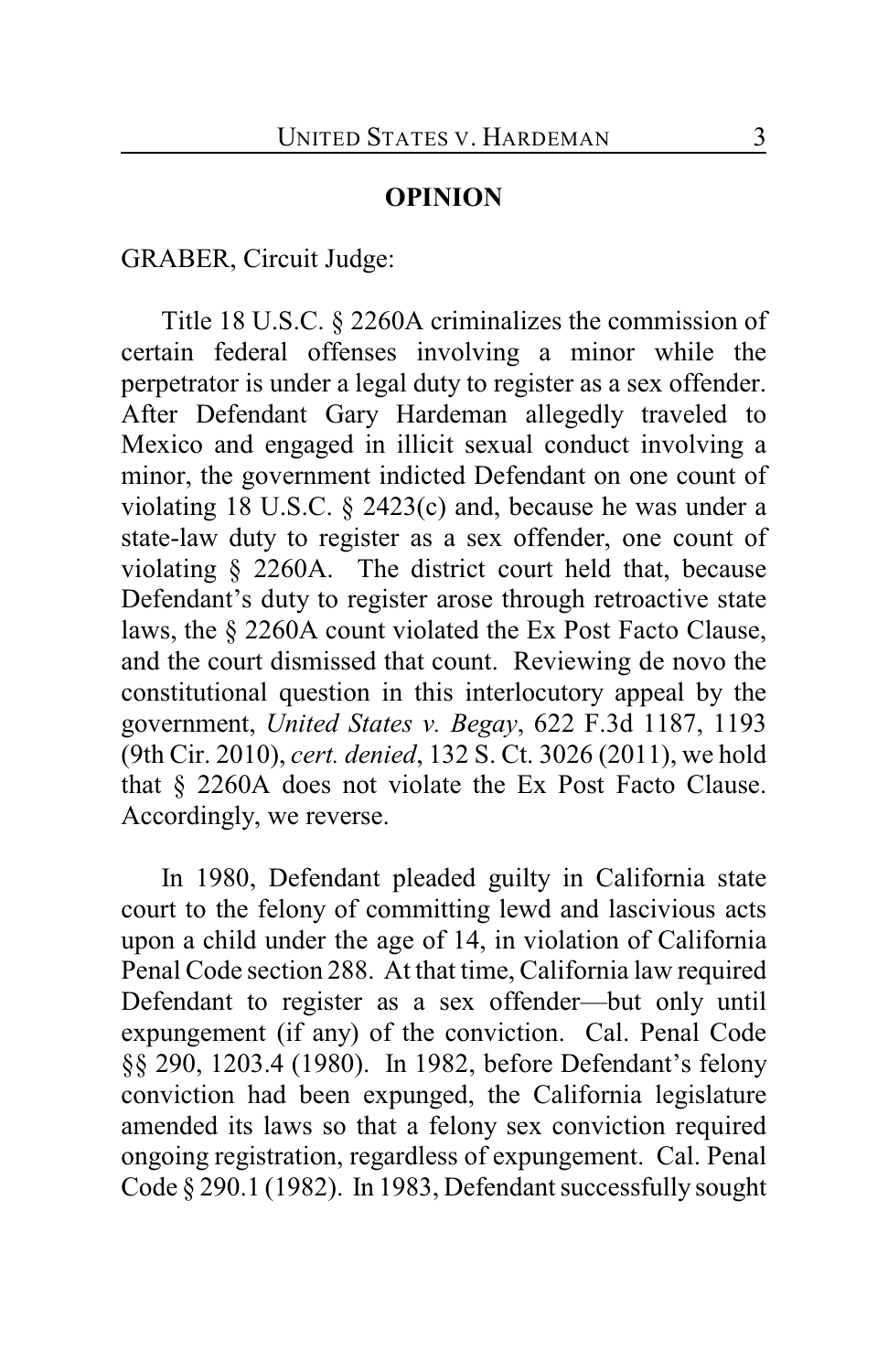## OPINION

GRABER, Circuit Judge:

Title 18 U.S.C. § 2260A criminalizes the commission of certain federal offenses involving a minor while the perpetrator is under a legal duty to register as a sex offender. After Defendant Gary Hardeman allegedly traveled to Mexico and engaged in illicit sexual conduct involving a minor, the government indicted Defendant on one count of violating 18 U.S.C. § 2423(c) and, because he was under a state-law duty to register as a sex offender, one count of violating § 2260A. The district court held that, because Defendant's duty to register arose through retroactive state laws, the § 2260A count violated the Ex Post Facto Clause, and the court dismissed that count. Reviewing de novo the constitutional question in this interlocutory appeal by the government, *United States v. Begay*, 622 F.3d 1187, 1193 (9th Cir. 2010), *cert. denied*, 132 S. Ct. 3026 (2011), we hold that § 2260A does not violate the Ex Post Facto Clause. Accordingly, we reverse.

In 1980, Defendant pleaded guilty in California state court to the felony of committing lewd and lascivious acts upon a child under the age of 14, in violation of California Penal Code section 288. At that time, California law required Defendant to register as a sex offender—but only until expungement (if any) of the conviction. Cal. Penal Code §§ 290, 1203.4 (1980). In 1982, before Defendant's felony conviction had been expunged, the California legislature amended its laws so that a felony sex conviction required ongoing registration, regardless of expungement. Cal. Penal Code § 290.1 (1982). In 1983, Defendant successfully sought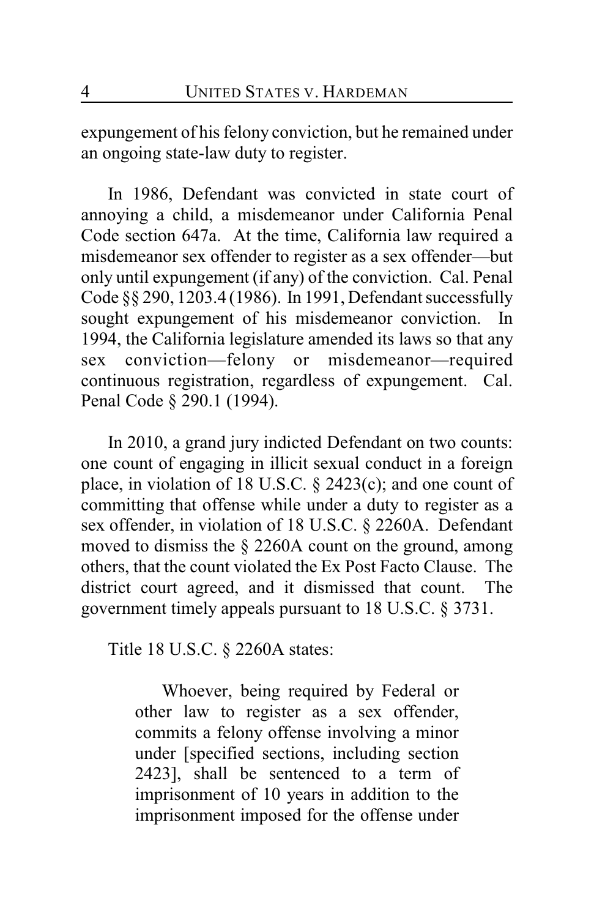expungement of his felony conviction, but he remained under an ongoing state-law duty to register.

In 1986, Defendant was convicted in state court of annoying a child, a misdemeanor under California Penal Code section 647a. At the time, California law required a misdemeanor sex offender to register as a sex offender—but only until expungement (if any) of the conviction. Cal. Penal Code §§ 290, 1203.4 (1986). In 1991, Defendant successfully sought expungement of his misdemeanor conviction. In 1994, the California legislature amended its laws so that any sex conviction—felony or misdemeanor—required continuous registration, regardless of expungement. Cal. Penal Code § 290.1 (1994).

In 2010, a grand jury indicted Defendant on two counts: one count of engaging in illicit sexual conduct in a foreign place, in violation of 18 U.S.C. § 2423(c); and one count of committing that offense while under a duty to register as a sex offender, in violation of 18 U.S.C. § 2260A. Defendant moved to dismiss the § 2260A count on the ground, among others, that the count violated the Ex Post Facto Clause. The district court agreed, and it dismissed that count. The government timely appeals pursuant to 18 U.S.C. § 3731.

Title 18 U.S.C. § 2260A states:

> Whoever, being required by Federal or other law to register as a sex offender, commits a felony offense involving a minor under [specified sections, including section 2423], shall be sentenced to a term of imprisonment of 10 years in addition to the imprisonment imposed for the offense under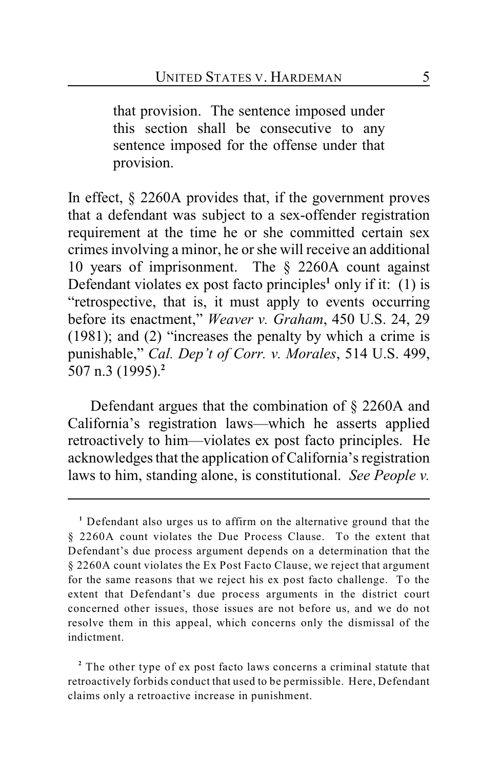> that provision. The sentence imposed under this section shall be consecutive to any sentence imposed for the offense under that provision.

In effect, § 2260A provides that, if the government proves that a defendant was subject to a sex-offender registration requirement at the time he or she committed certain sex crimes involving a minor, he or she will receive an additional 10 years of imprisonment. The § 2260A count against Defendant violates ex post facto principles[1] only if it: (1) is "retrospective, that is, it must apply to events occurring before its enactment," *Weaver v. Graham*, 450 U.S. 24, 29 (1981); and (2) "increases the penalty by which a crime is punishable," *Cal. Dep't of Corr. v. Morales*, 514 U.S. 499, 507 n.3 (1995).[2]

Defendant argues that the combination of § 2260A and California's registration laws—which he asserts applied retroactively to him—violates ex post facto principles. He acknowledges that the application of California's registration laws to him, standing alone, is constitutional. *See People v.*

---

[1] Defendant also urges us to affirm on the alternative ground that the § 2260A count violates the Due Process Clause. To the extent that Defendant's due process argument depends on a determination that the § 2260A count violates the Ex Post Facto Clause, we reject that argument for the same reasons that we reject his ex post facto challenge. To the extent that Defendant's due process arguments in the district court concerned other issues, those issues are not before us, and we do not resolve them in this appeal, which concerns only the dismissal of the indictment.

[2] The other type of ex post facto laws concerns a criminal statute that retroactively forbids conduct that used to be permissible. Here, Defendant claims only a retroactive increase in punishment.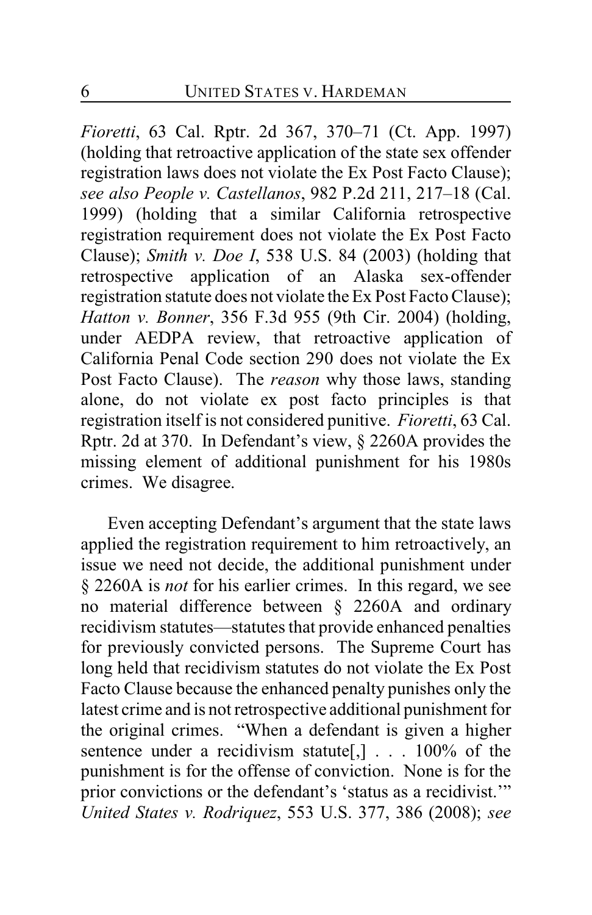*Fioretti*, 63 Cal. Rptr. 2d 367, 370–71 (Ct. App. 1997) (holding that retroactive application of the state sex offender registration laws does not violate the Ex Post Facto Clause); *see also People v. Castellanos*, 982 P.2d 211, 217–18 (Cal. 1999) (holding that a similar California retrospective registration requirement does not violate the Ex Post Facto Clause); *Smith v. Doe I*, 538 U.S. 84 (2003) (holding that retrospective application of an Alaska sex-offender registration statute does not violate the Ex Post Facto Clause); *Hatton v. Bonner*, 356 F.3d 955 (9th Cir. 2004) (holding, under AEDPA review, that retroactive application of California Penal Code section 290 does not violate the Ex Post Facto Clause). The *reason* why those laws, standing alone, do not violate ex post facto principles is that registration itself is not considered punitive. *Fioretti*, 63 Cal. Rptr. 2d at 370. In Defendant's view, § 2260A provides the missing element of additional punishment for his 1980s crimes. We disagree.

Even accepting Defendant's argument that the state laws applied the registration requirement to him retroactively, an issue we need not decide, the additional punishment under § 2260A is *not* for his earlier crimes. In this regard, we see no material difference between § 2260A and ordinary recidivism statutes—statutes that provide enhanced penalties for previously convicted persons. The Supreme Court has long held that recidivism statutes do not violate the Ex Post Facto Clause because the enhanced penalty punishes only the latest crime and is not retrospective additional punishment for the original crimes. "When a defendant is given a higher sentence under a recidivism statute[,] . . . 100% of the punishment is for the offense of conviction. None is for the prior convictions or the defendant's 'status as a recidivist.'" *United States v. Rodriquez*, 553 U.S. 377, 386 (2008); *see*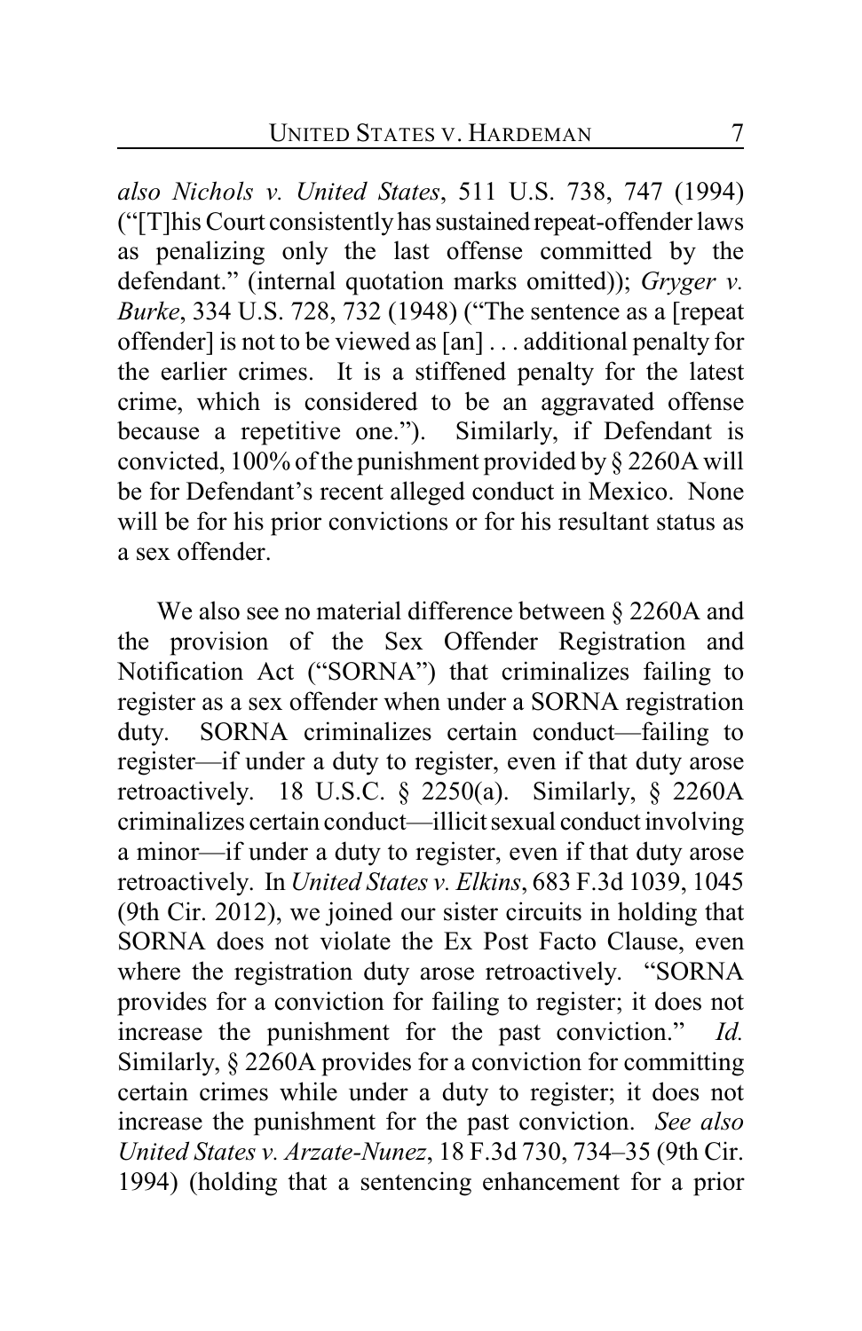*also Nichols v. United States*, 511 U.S. 738, 747 (1994) ("[T]his Court consistently has sustained repeat-offender laws as penalizing only the last offense committed by the defendant." (internal quotation marks omitted)); *Gryger v. Burke*, 334 U.S. 728, 732 (1948) ("The sentence as a [repeat offender] is not to be viewed as [an] . . . additional penalty for the earlier crimes. It is a stiffened penalty for the latest crime, which is considered to be an aggravated offense because a repetitive one."). Similarly, if Defendant is convicted, 100% of the punishment provided by § 2260A will be for Defendant's recent alleged conduct in Mexico. None will be for his prior convictions or for his resultant status as a sex offender.

We also see no material difference between § 2260A and the provision of the Sex Offender Registration and Notification Act ("SORNA") that criminalizes failing to register as a sex offender when under a SORNA registration duty. SORNA criminalizes certain conduct—failing to register—if under a duty to register, even if that duty arose retroactively. 18 U.S.C. § 2250(a). Similarly, § 2260A criminalizes certain conduct—illicit sexual conduct involving a minor—if under a duty to register, even if that duty arose retroactively. In *United States v. Elkins*, 683 F.3d 1039, 1045 (9th Cir. 2012), we joined our sister circuits in holding that SORNA does not violate the Ex Post Facto Clause, even where the registration duty arose retroactively. "SORNA provides for a conviction for failing to register; it does not increase the punishment for the past conviction." *Id.* Similarly, § 2260A provides for a conviction for committing certain crimes while under a duty to register; it does not increase the punishment for the past conviction. *See also United States v. Arzate-Nunez*, 18 F.3d 730, 734–35 (9th Cir. 1994) (holding that a sentencing enhancement for a prior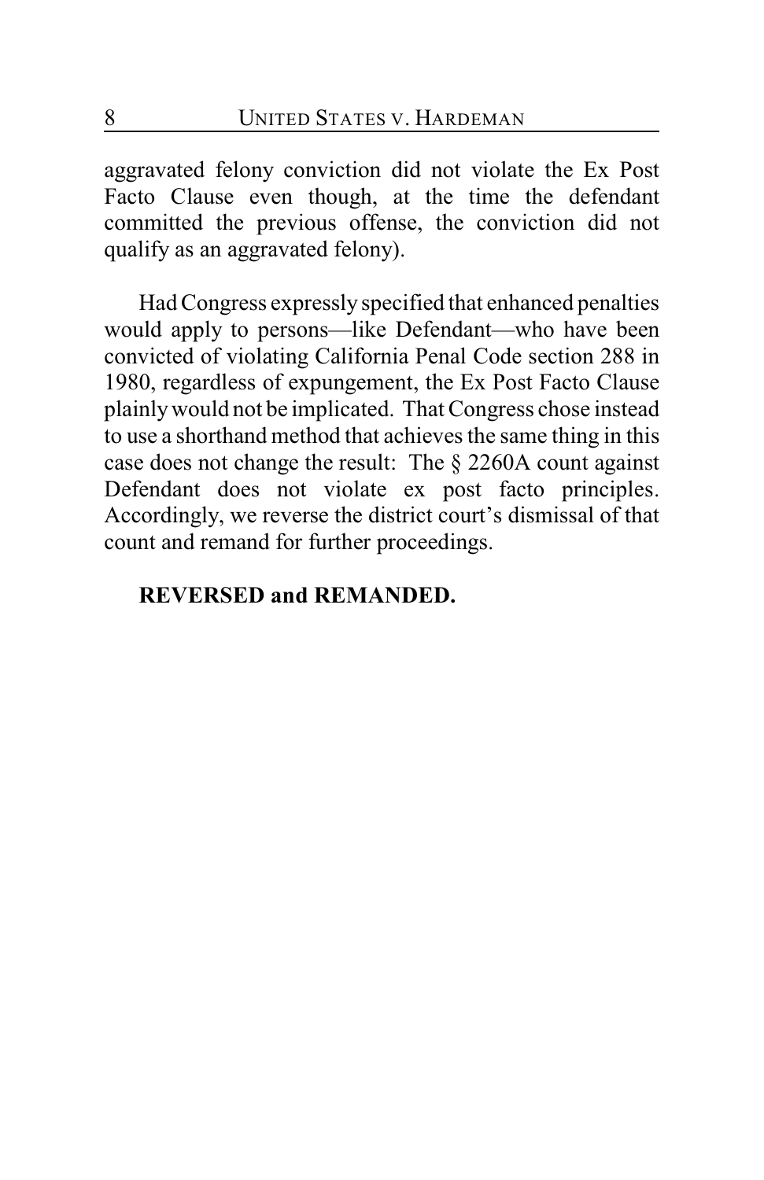aggravated felony conviction did not violate the Ex Post Facto Clause even though, at the time the defendant committed the previous offense, the conviction did not qualify as an aggravated felony).

Had Congress expressly specified that enhanced penalties would apply to persons—like Defendant—who have been convicted of violating California Penal Code section 288 in 1980, regardless of expungement, the Ex Post Facto Clause plainly would not be implicated. That Congress chose instead to use a shorthand method that achieves the same thing in this case does not change the result: The § 2260A count against Defendant does not violate ex post facto principles. Accordingly, we reverse the district court's dismissal of that count and remand for further proceedings.

**REVERSED and REMANDED.**